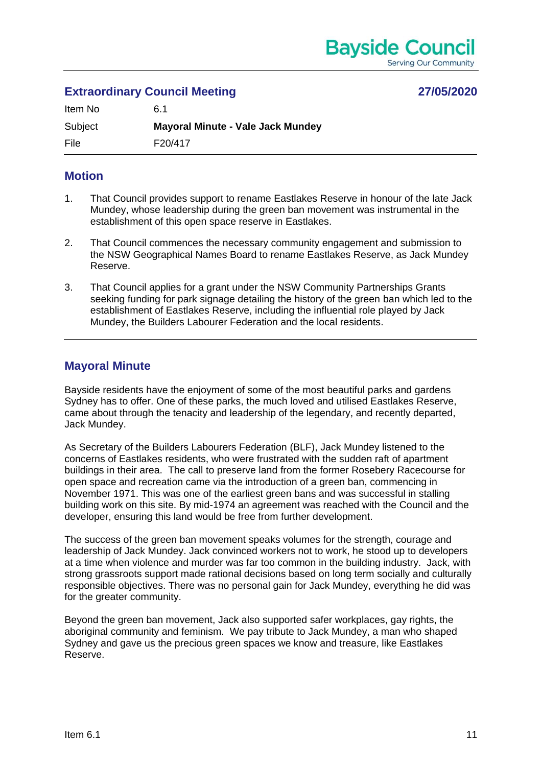## Extraordinary Council Meeting

27/05/2020

| Item No | 6.1 |
|---|---|
| Subject | **Mayoral Minute - Vale Jack Mundey** |
| File | F20/417 |

## Motion

1. That Council provides support to rename Eastlakes Reserve in honour of the late Jack Mundey, whose leadership during the green ban movement was instrumental in the establishment of this open space reserve in Eastlakes.

2. That Council commences the necessary community engagement and submission to the NSW Geographical Names Board to rename Eastlakes Reserve, as Jack Mundey Reserve.

3. That Council applies for a grant under the NSW Community Partnerships Grants seeking funding for park signage detailing the history of the green ban which led to the establishment of Eastlakes Reserve, including the influential role played by Jack Mundey, the Builders Labourer Federation and the local residents.

## Mayoral Minute

Bayside residents have the enjoyment of some of the most beautiful parks and gardens Sydney has to offer. One of these parks, the much loved and utilised Eastlakes Reserve, came about through the tenacity and leadership of the legendary, and recently departed, Jack Mundey.

As Secretary of the Builders Labourers Federation (BLF), Jack Mundey listened to the concerns of Eastlakes residents, who were frustrated with the sudden raft of apartment buildings in their area. The call to preserve land from the former Rosebery Racecourse for open space and recreation came via the introduction of a green ban, commencing in November 1971. This was one of the earliest green bans and was successful in stalling building work on this site. By mid-1974 an agreement was reached with the Council and the developer, ensuring this land would be free from further development.

The success of the green ban movement speaks volumes for the strength, courage and leadership of Jack Mundey. Jack convinced workers not to work, he stood up to developers at a time when violence and murder was far too common in the building industry. Jack, with strong grassroots support made rational decisions based on long term socially and culturally responsible objectives. There was no personal gain for Jack Mundey, everything he did was for the greater community.

Beyond the green ban movement, Jack also supported safer workplaces, gay rights, the aboriginal community and feminism. We pay tribute to Jack Mundey, a man who shaped Sydney and gave us the precious green spaces we know and treasure, like Eastlakes Reserve.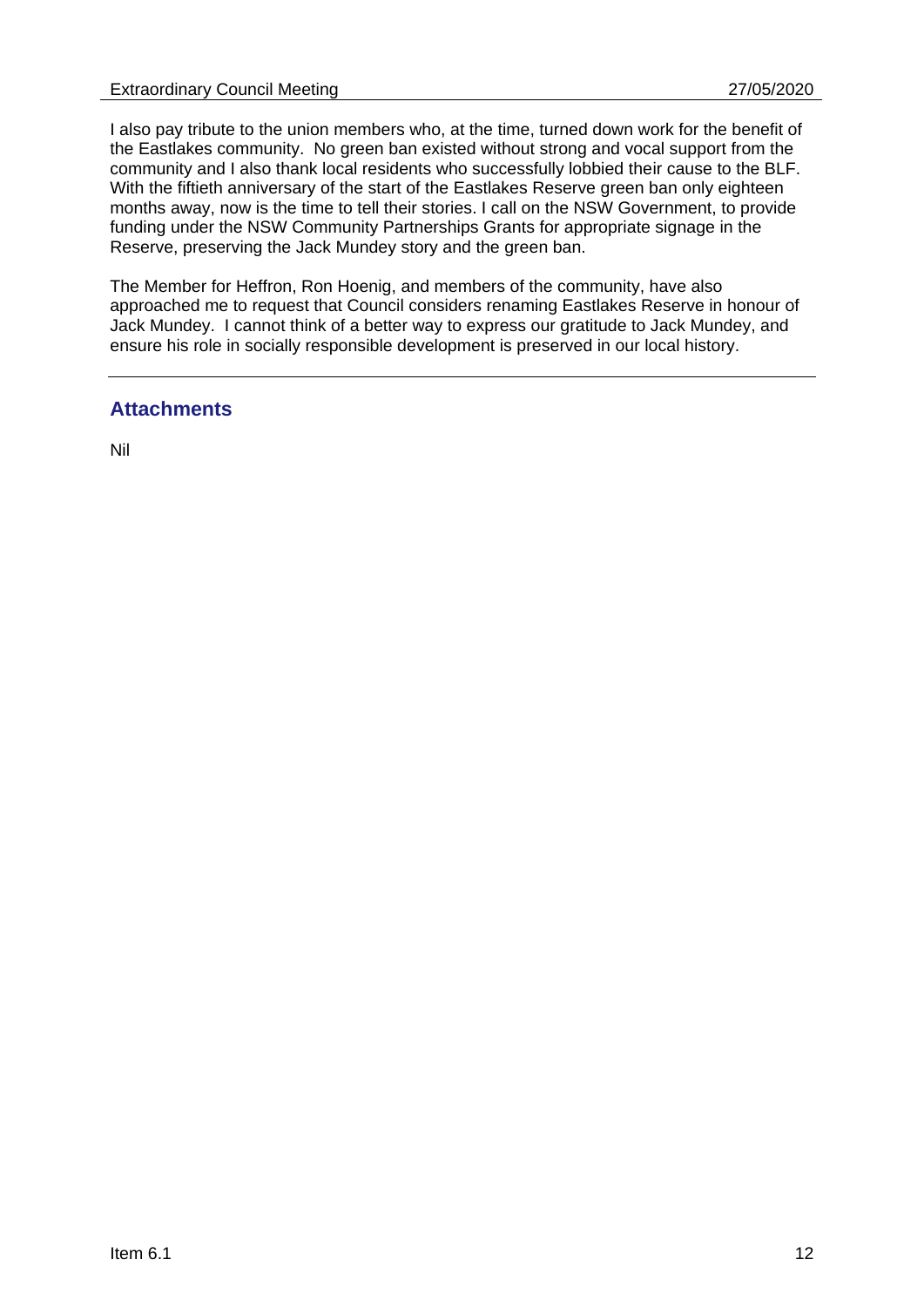I also pay tribute to the union members who, at the time, turned down work for the benefit of the Eastlakes community. No green ban existed without strong and vocal support from the community and I also thank local residents who successfully lobbied their cause to the BLF. With the fiftieth anniversary of the start of the Eastlakes Reserve green ban only eighteen months away, now is the time to tell their stories. I call on the NSW Government, to provide funding under the NSW Community Partnerships Grants for appropriate signage in the Reserve, preserving the Jack Mundey story and the green ban.

The Member for Heffron, Ron Hoenig, and members of the community, have also approached me to request that Council considers renaming Eastlakes Reserve in honour of Jack Mundey. I cannot think of a better way to express our gratitude to Jack Mundey, and ensure his role in socially responsible development is preserved in our local history.

---

## Attachments

Nil